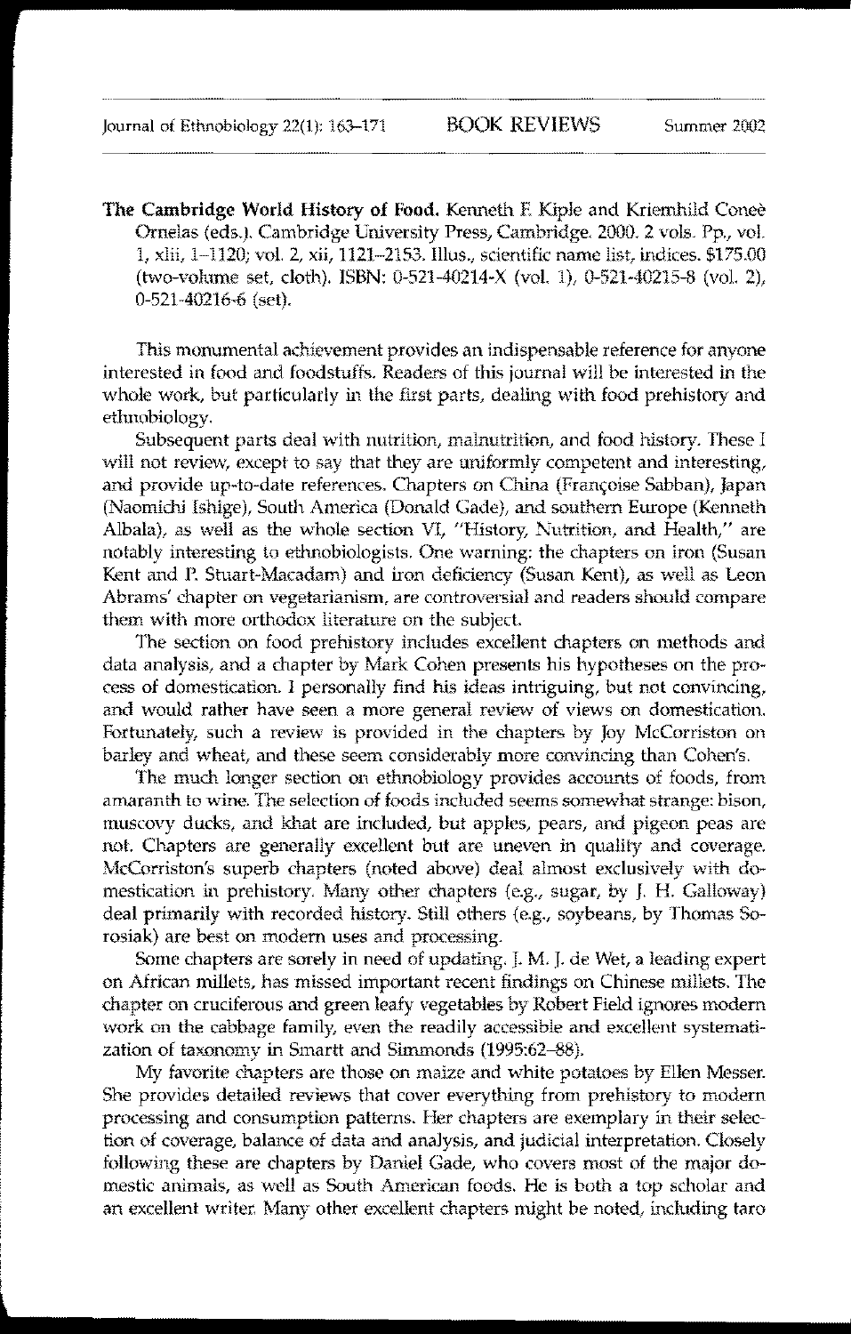**The Cambridge World History of Food.** Kenneth F. Kiple and Kriemhild Coneè Ornelas (eds.). Cambridge University Press, Cambridge. 2000. 2 vols. Pp., vol. 1, xlii, 1–1120; vol. 2, xii, 1121–2153. Illus., scientific name list, indices. $175.00 (two-volume set, cloth). ISBN: 0-521-40214-X (vol. 1), 0-521-40215-8 (vol. 2), 0-521-40216-6 (set).

This monumental achievement provides an indispensable reference for anyone interested in food and foodstuffs. Readers of this journal will be interested in the whole work, but particularly in the first parts, dealing with food prehistory and ethnobiology.

Subsequent parts deal with nutrition, malnutrition, and food history. These I will not review, except to say that they are uniformly competent and interesting, and provide up-to-date references. Chapters on China (Françoise Sabban), Japan (Naomichi Ishige), South America (Donald Gade), and southern Europe (Kenneth Albala), as well as the whole section VI, "History, Nutrition, and Health," are notably interesting to ethnobiologists. One warning: the chapters on iron (Susan Kent and P. Stuart-Macadam) and iron deficiency (Susan Kent), as well as Leon Abrams' chapter on vegetarianism, are controversial and readers should compare them with more orthodox literature on the subject.

The section on food prehistory includes excellent chapters on methods and data analysis, and a chapter by Mark Cohen presents his hypotheses on the process of domestication. I personally find his ideas intriguing, but not convincing, and would rather have seen a more general review of views on domestication. Fortunately, such a review is provided in the chapters by Joy McCorriston on barley and wheat, and these seem considerably more convincing than Cohen's.

The much longer section on ethnobiology provides accounts of foods, from amaranth to wine. The selection of foods included seems somewhat strange: bison, muscovy ducks, and khat are included, but apples, pears, and pigeon peas are not. Chapters are generally excellent but are uneven in quality and coverage. McCorriston's superb chapters (noted above) deal almost exclusively with domestication in prehistory. Many other chapters (e.g., sugar, by J. H. Galloway) deal primarily with recorded history. Still others (e.g., soybeans, by Thomas Sorosiak) are best on modern uses and processing.

Some chapters are sorely in need of updating. J. M. J. de Wet, a leading expert on African millets, has missed important recent findings on Chinese millets. The chapter on cruciferous and green leafy vegetables by Robert Field ignores modern work on the cabbage family, even the readily accessible and excellent systematization of taxonomy in Smartt and Simmonds (1995:62–88).

My favorite chapters are those on maize and white potatoes by Ellen Messer. She provides detailed reviews that cover everything from prehistory to modern processing and consumption patterns. Her chapters are exemplary in their selection of coverage, balance of data and analysis, and judicial interpretation. Closely following these are chapters by Daniel Gade, who covers most of the major domestic animals, as well as South American foods. He is both a top scholar and an excellent writer. Many other excellent chapters might be noted, including taro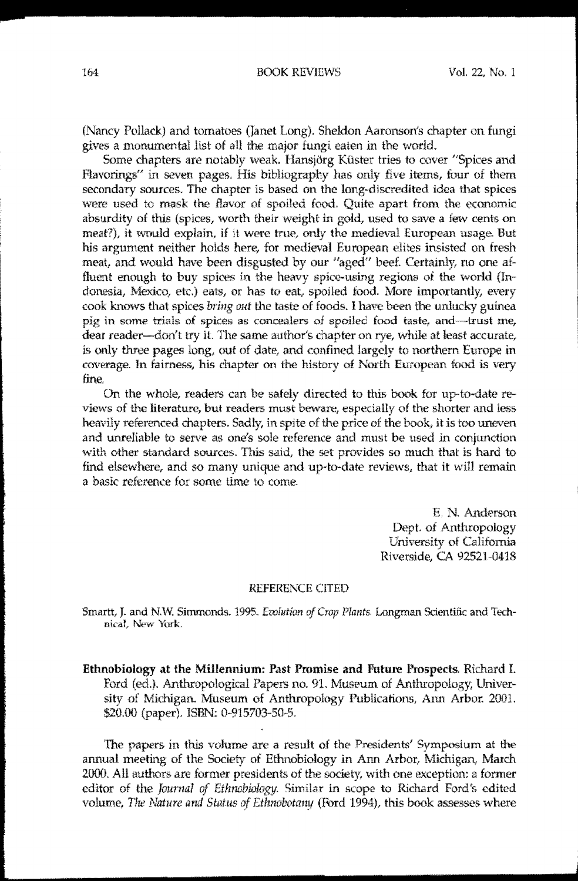(Nancy Pollack) and tomatoes (Janet Long). Sheldon Aaronson's chapter on fungi gives a monumental list of all the major fungi eaten in the world.

Some chapters are notably weak. Hansjörg Küster tries to cover "Spices and Flavorings" in seven pages. His bibliography has only five items, four of them secondary sources. The chapter is based on the long-discredited idea that spices were used to mask the flavor of spoiled food. Quite apart from the economic absurdity of this (spices, worth their weight in gold, used to save a few cents on meat?), it would explain, if it were true, only the medieval European usage. But his argument neither holds here, for medieval European elites insisted on fresh meat, and would have been disgusted by our "aged" beef. Certainly, no one affluent enough to buy spices in the heavy spice-using regions of the world (Indonesia, Mexico, etc.) eats, or has to eat, spoiled food. More importantly, every cook knows that spices *bring out* the taste of foods. I have been the unlucky guinea pig in some trials of spices as concealers of spoiled food taste, and—trust me, dear reader—don't try it. The same author's chapter on rye, while at least accurate, is only three pages long, out of date, and confined largely to northern Europe in coverage. In fairness, his chapter on the history of North European food is very fine.

On the whole, readers can be safely directed to this book for up-to-date reviews of the literature, but readers must beware, especially of the shorter and less heavily referenced chapters. Sadly, in spite of the price of the book, it is too uneven and unreliable to serve as one's sole reference and must be used in conjunction with other standard sources. This said, the set provides so much that is hard to find elsewhere, and so many unique and up-to-date reviews, that it will remain a basic reference for some time to come.

E. N. Anderson
Dept. of Anthropology
University of California
Riverside, CA 92521-0418

## REFERENCE CITED

Smartt, J. and N.W. Simmonds. 1995. *Evolution of Crop Plants*. Longman Scientific and Technical, New York.

**Ethnobiology at the Millennium: Past Promise and Future Prospects.** Richard I. Ford (ed.). Anthropological Papers no. 91. Museum of Anthropology, University of Michigan. Museum of Anthropology Publications, Ann Arbor. 2001. $20.00 (paper). ISBN: 0-915703-50-5.

The papers in this volume are a result of the Presidents' Symposium at the annual meeting of the Society of Ethnobiology in Ann Arbor, Michigan, March 2000. All authors are former presidents of the society, with one exception: a former editor of the *Journal of Ethnobiology*. Similar in scope to Richard Ford's edited volume, *The Nature and Status of Ethnobotany* (Ford 1994), this book assesses where